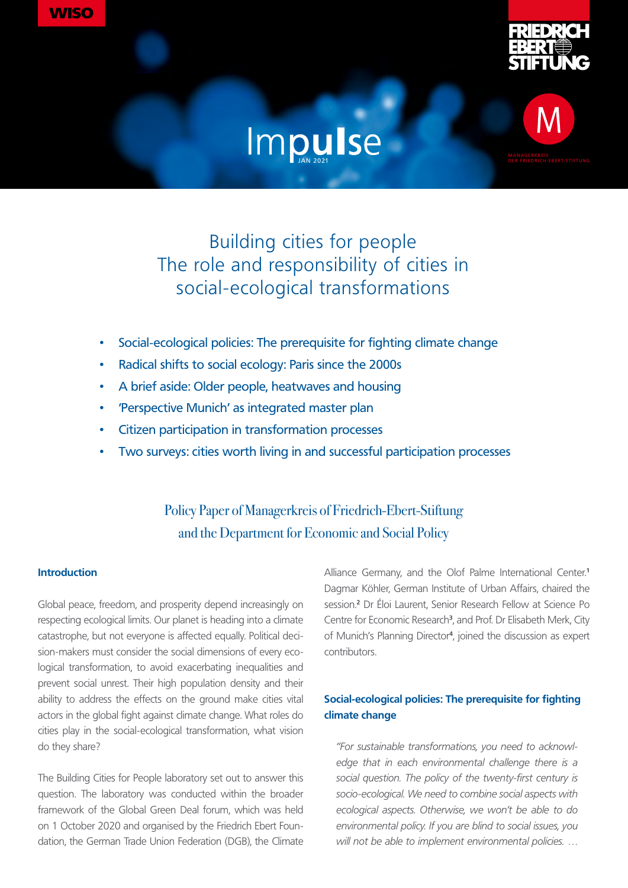WISO

Impulse

JAN 2021

# Building cities for people
# The role and responsibility of cities in social-ecological transformations

- Social-ecological policies: The prerequisite for fighting climate change
- Radical shifts to social ecology: Paris since the 2000s
- A brief aside: Older people, heatwaves and housing
- 'Perspective Munich' as integrated master plan
- Citizen participation in transformation processes
- Two surveys: cities worth living in and successful participation processes

Policy Paper of Managerkreis of Friedrich-Ebert-Stiftung and the Department for Economic and Social Policy

## Introduction

Global peace, freedom, and prosperity depend increasingly on respecting ecological limits. Our planet is heading into a climate catastrophe, but not everyone is affected equally. Political decision-makers must consider the social dimensions of every ecological transformation, to avoid exacerbating inequalities and prevent social unrest. Their high population density and their ability to address the effects on the ground make cities vital actors in the global fight against climate change. What roles do cities play in the social-ecological transformation, what vision do they share?

The Building Cities for People laboratory set out to answer this question. The laboratory was conducted within the broader framework of the Global Green Deal forum, which was held on 1 October 2020 and organised by the Friedrich Ebert Foundation, the German Trade Union Federation (DGB), the Climate Alliance Germany, and the Olof Palme International Center.[1] Dagmar Köhler, German Institute of Urban Affairs, chaired the session.[2] Dr Éloi Laurent, Senior Research Fellow at Science Po Centre for Economic Research[3], and Prof. Dr Elisabeth Merk, City of Munich's Planning Director[4], joined the discussion as expert contributors.

## Social-ecological policies: The prerequisite for fighting climate change

*"For sustainable transformations, you need to acknowledge that in each environmental challenge there is a social question. The policy of the twenty-first century is socio-ecological. We need to combine social aspects with ecological aspects. Otherwise, we won't be able to do environmental policy. If you are blind to social issues, you will not be able to implement environmental policies. …*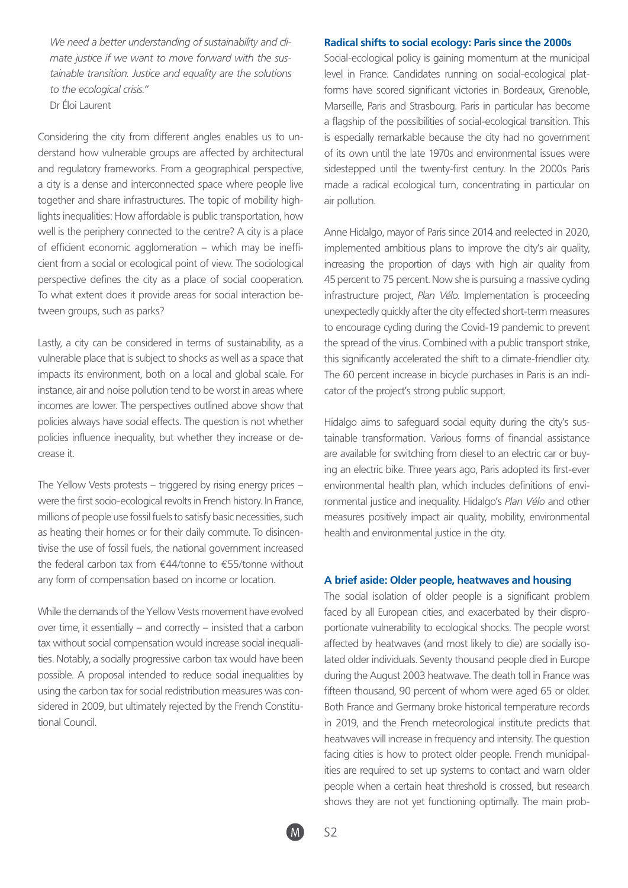*We need a better understanding of sustainability and climate justice if we want to move forward with the sustainable transition. Justice and equality are the solutions to the ecological crisis."*
Dr Éloi Laurent

Considering the city from different angles enables us to understand how vulnerable groups are affected by architectural and regulatory frameworks. From a geographical perspective, a city is a dense and interconnected space where people live together and share infrastructures. The topic of mobility highlights inequalities: How affordable is public transportation, how well is the periphery connected to the centre? A city is a place of efficient economic agglomeration – which may be inefficient from a social or ecological point of view. The sociological perspective defines the city as a place of social cooperation. To what extent does it provide areas for social interaction between groups, such as parks?

Lastly, a city can be considered in terms of sustainability, as a vulnerable place that is subject to shocks as well as a space that impacts its environment, both on a local and global scale. For instance, air and noise pollution tend to be worst in areas where incomes are lower. The perspectives outlined above show that policies always have social effects. The question is not whether policies influence inequality, but whether they increase or decrease it.

The Yellow Vests protests – triggered by rising energy prices – were the first socio-ecological revolts in French history. In France, millions of people use fossil fuels to satisfy basic necessities, such as heating their homes or for their daily commute. To disincentivise the use of fossil fuels, the national government increased the federal carbon tax from €44/tonne to €55/tonne without any form of compensation based on income or location.

While the demands of the Yellow Vests movement have evolved over time, it essentially – and correctly – insisted that a carbon tax without social compensation would increase social inequalities. Notably, a socially progressive carbon tax would have been possible. A proposal intended to reduce social inequalities by using the carbon tax for social redistribution measures was considered in 2009, but ultimately rejected by the French Constitutional Council.

### Radical shifts to social ecology: Paris since the 2000s

Social-ecological policy is gaining momentum at the municipal level in France. Candidates running on social-ecological platforms have scored significant victories in Bordeaux, Grenoble, Marseille, Paris and Strasbourg. Paris in particular has become a flagship of the possibilities of social-ecological transition. This is especially remarkable because the city had no government of its own until the late 1970s and environmental issues were sidestepped until the twenty-first century. In the 2000s Paris made a radical ecological turn, concentrating in particular on air pollution.

Anne Hidalgo, mayor of Paris since 2014 and reelected in 2020, implemented ambitious plans to improve the city's air quality, increasing the proportion of days with high air quality from 45 percent to 75 percent. Now she is pursuing a massive cycling infrastructure project, *Plan Vélo*. Implementation is proceeding unexpectedly quickly after the city effected short-term measures to encourage cycling during the Covid-19 pandemic to prevent the spread of the virus. Combined with a public transport strike, this significantly accelerated the shift to a climate-friendlier city. The 60 percent increase in bicycle purchases in Paris is an indicator of the project's strong public support.

Hidalgo aims to safeguard social equity during the city's sustainable transformation. Various forms of financial assistance are available for switching from diesel to an electric car or buying an electric bike. Three years ago, Paris adopted its first-ever environmental health plan, which includes definitions of environmental justice and inequality. Hidalgo's *Plan Vélo* and other measures positively impact air quality, mobility, environmental health and environmental justice in the city.

### A brief aside: Older people, heatwaves and housing

The social isolation of older people is a significant problem faced by all European cities, and exacerbated by their disproportionate vulnerability to ecological shocks. The people worst affected by heatwaves (and most likely to die) are socially isolated older individuals. Seventy thousand people died in Europe during the August 2003 heatwave. The death toll in France was fifteen thousand, 90 percent of whom were aged 65 or older. Both France and Germany broke historical temperature records in 2019, and the French meteorological institute predicts that heatwaves will increase in frequency and intensity. The question facing cities is how to protect older people. French municipalities are required to set up systems to contact and warn older people when a certain heat threshold is crossed, but research shows they are not yet functioning optimally. The main prob-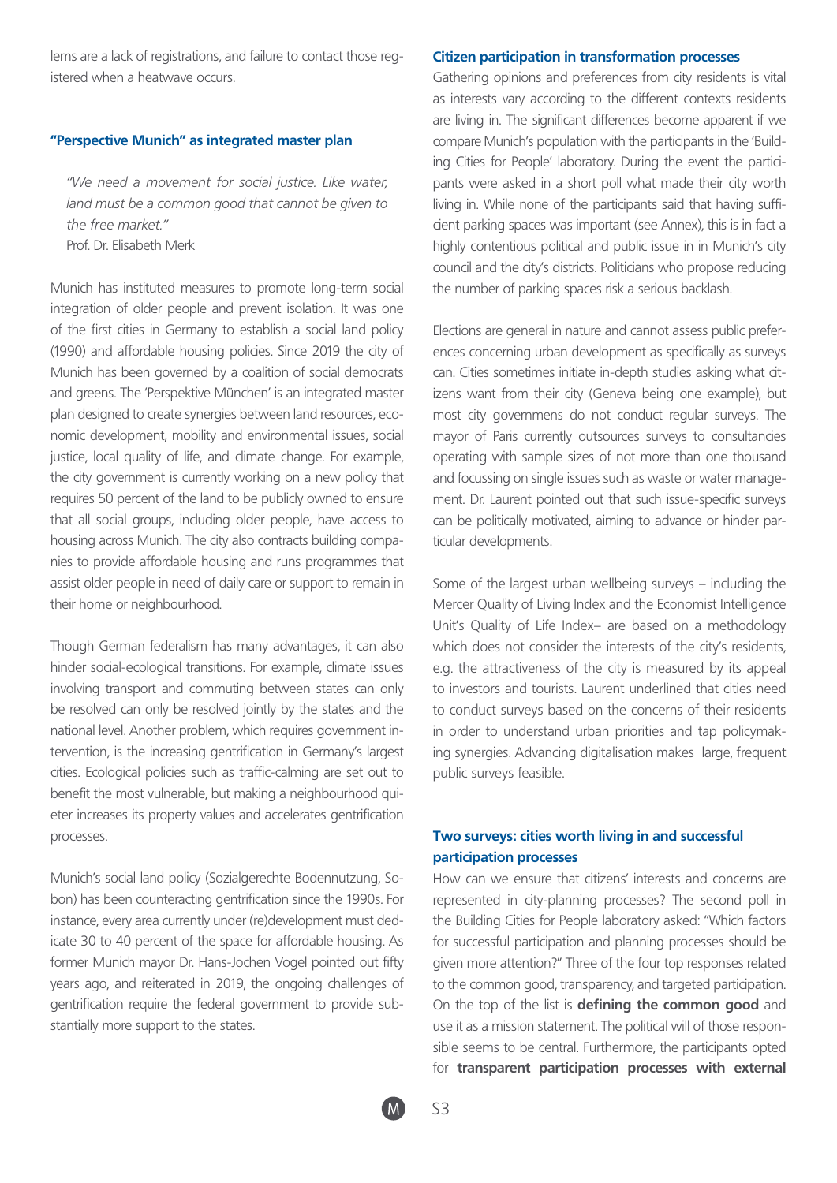lems are a lack of registrations, and failure to contact those registered when a heatwave occurs.

## "Perspective Munich" as integrated master plan

> *"We need a movement for social justice. Like water, land must be a common good that cannot be given to the free market."*
> Prof. Dr. Elisabeth Merk

Munich has instituted measures to promote long-term social integration of older people and prevent isolation. It was one of the first cities in Germany to establish a social land policy (1990) and affordable housing policies. Since 2019 the city of Munich has been governed by a coalition of social democrats and greens. The 'Perspektive München' is an integrated master plan designed to create synergies between land resources, economic development, mobility and environmental issues, social justice, local quality of life, and climate change. For example, the city government is currently working on a new policy that requires 50 percent of the land to be publicly owned to ensure that all social groups, including older people, have access to housing across Munich. The city also contracts building companies to provide affordable housing and runs programmes that assist older people in need of daily care or support to remain in their home or neighbourhood.

Though German federalism has many advantages, it can also hinder social-ecological transitions. For example, climate issues involving transport and commuting between states can only be resolved can only be resolved jointly by the states and the national level. Another problem, which requires government intervention, is the increasing gentrification in Germany's largest cities. Ecological policies such as traffic-calming are set out to benefit the most vulnerable, but making a neighbourhood quieter increases its property values and accelerates gentrification processes.

Munich's social land policy (Sozialgerechte Bodennutzung, Sobon) has been counteracting gentrification since the 1990s. For instance, every area currently under (re)development must dedicate 30 to 40 percent of the space for affordable housing. As former Munich mayor Dr. Hans-Jochen Vogel pointed out fifty years ago, and reiterated in 2019, the ongoing challenges of gentrification require the federal government to provide substantially more support to the states.

## Citizen participation in transformation processes

Gathering opinions and preferences from city residents is vital as interests vary according to the different contexts residents are living in. The significant differences become apparent if we compare Munich's population with the participants in the 'Building Cities for People' laboratory. During the event the participants were asked in a short poll what made their city worth living in. While none of the participants said that having sufficient parking spaces was important (see Annex), this is in fact a highly contentious political and public issue in in Munich's city council and the city's districts. Politicians who propose reducing the number of parking spaces risk a serious backlash.

Elections are general in nature and cannot assess public preferences concerning urban development as specifically as surveys can. Cities sometimes initiate in-depth studies asking what citizens want from their city (Geneva being one example), but most city governmens do not conduct regular surveys. The mayor of Paris currently outsources surveys to consultancies operating with sample sizes of not more than one thousand and focussing on single issues such as waste or water management. Dr. Laurent pointed out that such issue-specific surveys can be politically motivated, aiming to advance or hinder particular developments.

Some of the largest urban wellbeing surveys – including the Mercer Quality of Living Index and the Economist Intelligence Unit's Quality of Life Index– are based on a methodology which does not consider the interests of the city's residents, e.g. the attractiveness of the city is measured by its appeal to investors and tourists. Laurent underlined that cities need to conduct surveys based on the concerns of their residents in order to understand urban priorities and tap policymaking synergies. Advancing digitalisation makes large, frequent public surveys feasible.

## Two surveys: cities worth living in and successful participation processes

How can we ensure that citizens' interests and concerns are represented in city-planning processes? The second poll in the Building Cities for People laboratory asked: "Which factors for successful participation and planning processes should be given more attention?" Three of the four top responses related to the common good, transparency, and targeted participation. On the top of the list is **defining the common good** and use it as a mission statement. The political will of those responsible seems to be central. Furthermore, the participants opted for **transparent participation processes with external**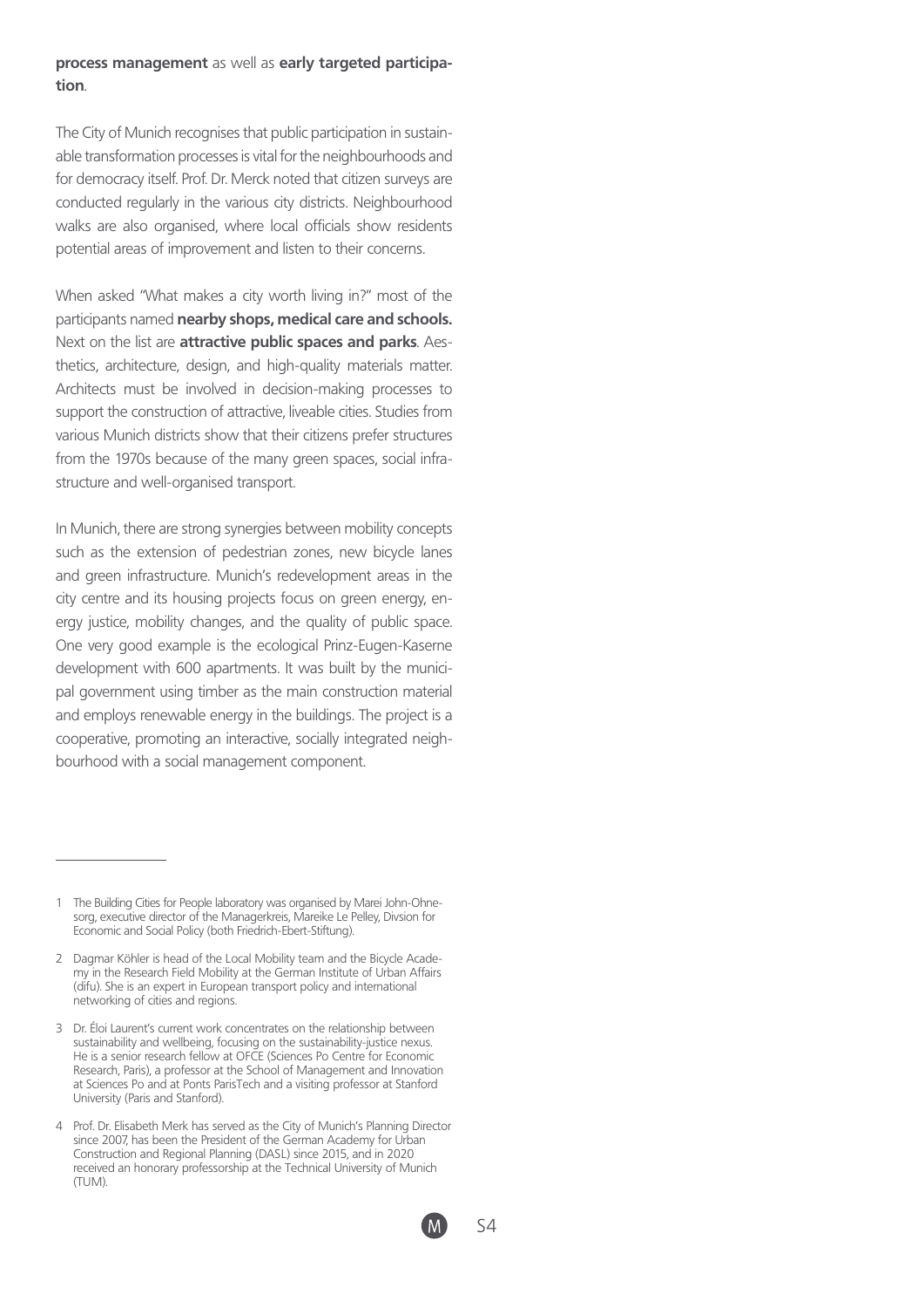**process management** as well as **early targeted participation**.

The City of Munich recognises that public participation in sustainable transformation processes is vital for the neighbourhoods and for democracy itself. Prof. Dr. Merck noted that citizen surveys are conducted regularly in the various city districts. Neighbourhood walks are also organised, where local officials show residents potential areas of improvement and listen to their concerns.

When asked "What makes a city worth living in?" most of the participants named **nearby shops, medical care and schools.** Next on the list are **attractive public spaces and parks**. Aesthetics, architecture, design, and high-quality materials matter. Architects must be involved in decision-making processes to support the construction of attractive, liveable cities. Studies from various Munich districts show that their citizens prefer structures from the 1970s because of the many green spaces, social infrastructure and well-organised transport.

In Munich, there are strong synergies between mobility concepts such as the extension of pedestrian zones, new bicycle lanes and green infrastructure. Munich's redevelopment areas in the city centre and its housing projects focus on green energy, energy justice, mobility changes, and the quality of public space. One very good example is the ecological Prinz-Eugen-Kaserne development with 600 apartments. It was built by the municipal government using timber as the main construction material and employs renewable energy in the buildings. The project is a cooperative, promoting an interactive, socially integrated neighbourhood with a social management component.

---

1 The Building Cities for People laboratory was organised by Marei John-Ohnesorg, executive director of the Managerkreis, Mareike Le Pelley, Divsion for Economic and Social Policy (both Friedrich-Ebert-Stiftung).

2 Dagmar Köhler is head of the Local Mobility team and the Bicycle Academy in the Research Field Mobility at the German Institute of Urban Affairs (difu). She is an expert in European transport policy and international networking of cities and regions.

3 Dr. Éloi Laurent's current work concentrates on the relationship between sustainability and wellbeing, focusing on the sustainability-justice nexus. He is a senior research fellow at OFCE (Sciences Po Centre for Economic Research, Paris), a professor at the School of Management and Innovation at Sciences Po and at Ponts ParisTech and a visiting professor at Stanford University (Paris and Stanford).

4 Prof. Dr. Elisabeth Merk has served as the City of Munich's Planning Director since 2007, has been the President of the German Academy for Urban Construction and Regional Planning (DASL) since 2015, and in 2020 received an honorary professorship at the Technical University of Munich (TUM).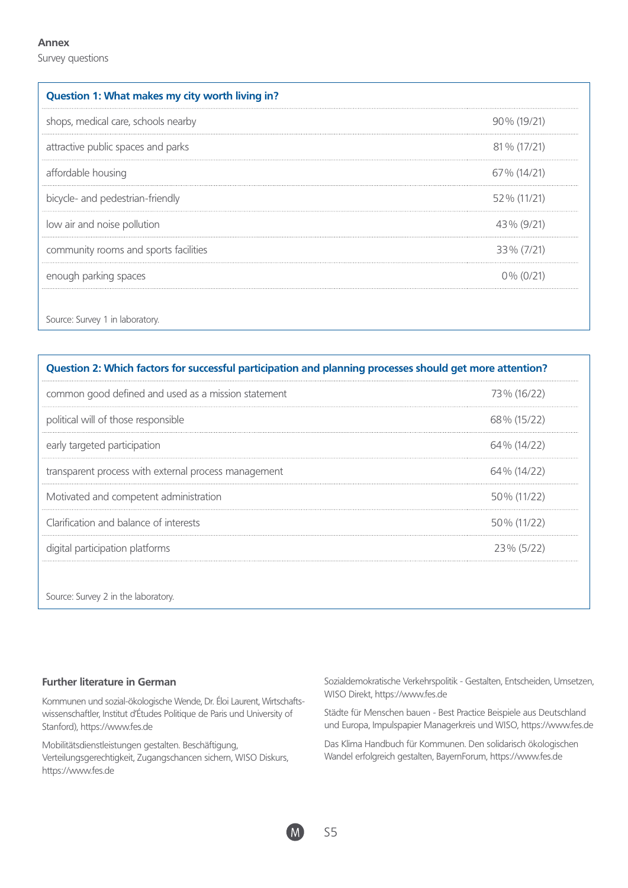**Annex**

Survey questions

| Question 1: What makes my city worth living in? | |
|---|---|
| shops, medical care, schools nearby | 90% (19/21) |
| attractive public spaces and parks | 81% (17/21) |
| affordable housing | 67% (14/21) |
| bicycle- and pedestrian-friendly | 52% (11/21) |
| low air and noise pollution | 43% (9/21) |
| community rooms and sports facilities | 33% (7/21) |
| enough parking spaces | 0% (0/21) |

Source: Survey 1 in laboratory.

| Question 2: Which factors for successful participation and planning processes should get more attention? | |
|---|---|
| common good defined and used as a mission statement | 73% (16/22) |
| political will of those responsible | 68% (15/22) |
| early targeted participation | 64% (14/22) |
| transparent process with external process management | 64% (14/22) |
| Motivated and competent administration | 50% (11/22) |
| Clarification and balance of interests | 50% (11/22) |
| digital participation platforms | 23% (5/22) |

Source: Survey 2 in the laboratory.

**Further literature in German**

Kommunen und sozial-ökologische Wende, Dr. Éloi Laurent, Wirtschaftswissenschaftler, Institut d'Études Politique de Paris und University of Stanford), https://www.fes.de

Mobilitätsdienstleistungen gestalten. Beschäftigung, Verteilungsgerechtigkeit, Zugangschancen sichern, WISO Diskurs, https://www.fes.de

Sozialdemokratische Verkehrspolitik - Gestalten, Entscheiden, Umsetzen, WISO Direkt, https://www.fes.de

Städte für Menschen bauen - Best Practice Beispiele aus Deutschland und Europa, Impulspapier Managerkreis und WISO, https://www.fes.de

Das Klima Handbuch für Kommunen. Den solidarisch ökologischen Wandel erfolgreich gestalten, BayernForum, https://www.fes.de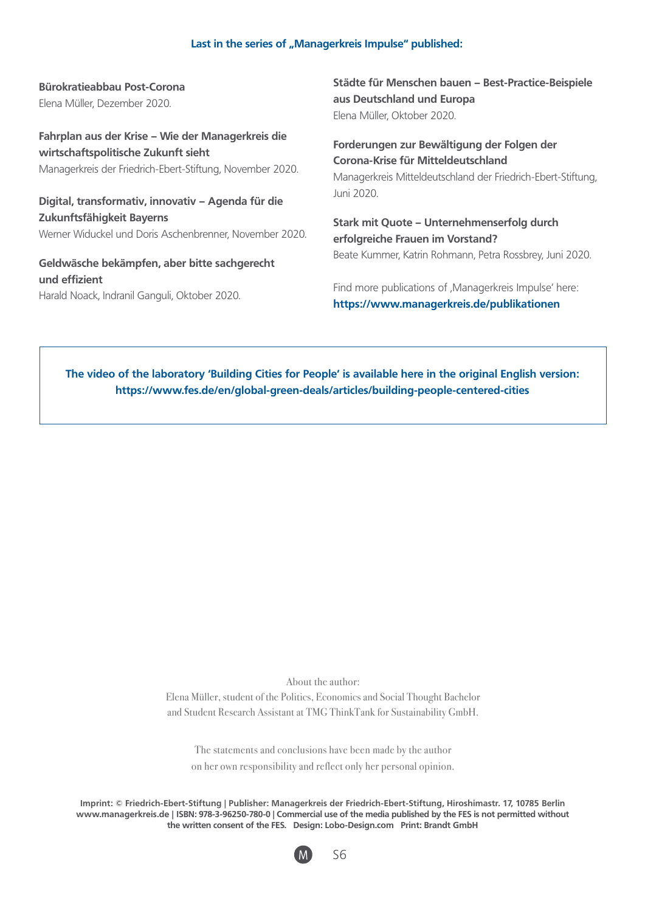**Last in the series of „Managerkreis Impulse" published:**

**Bürokratieabbau Post-Corona**
Elena Müller, Dezember 2020.

**Fahrplan aus der Krise – Wie der Managerkreis die wirtschaftspolitische Zukunft sieht**
Managerkreis der Friedrich-Ebert-Stiftung, November 2020.

**Digital, transformativ, innovativ – Agenda für die Zukunftsfähigkeit Bayerns**
Werner Widuckel und Doris Aschenbrenner, November 2020.

**Geldwäsche bekämpfen, aber bitte sachgerecht und effizient**
Harald Noack, Indranil Ganguli, Oktober 2020.

**Städte für Menschen bauen – Best-Practice-Beispiele aus Deutschland und Europa**
Elena Müller, Oktober 2020.

**Forderungen zur Bewältigung der Folgen der Corona-Krise für Mitteldeutschland**
Managerkreis Mitteldeutschland der Friedrich-Ebert-Stiftung, Juni 2020.

**Stark mit Quote – Unternehmenserfolg durch erfolgreiche Frauen im Vorstand?**
Beate Kummer, Katrin Rohmann, Petra Rossbrey, Juni 2020.

Find more publications of ‚Managerkreis Impulse' here:
**https://www.managerkreis.de/publikationen**

**The video of the laboratory 'Building Cities for People' is available here in the original English version:**
**https://www.fes.de/en/global-green-deals/articles/building-people-centered-cities**

About the author:
Elena Müller, student of the Politics, Economics and Social Thought Bachelor and Student Research Assistant at TMG ThinkTank for Sustainability GmbH.

The statements and conclusions have been made by the author on her own responsibility and reflect only her personal opinion.

**Imprint: © Friedrich-Ebert-Stiftung | Publisher: Managerkreis der Friedrich-Ebert-Stiftung, Hiroshimastr. 17, 10785 Berlin www.managerkreis.de | ISBN: 978-3-96250-780-0 | Commercial use of the media published by the FES is not permitted without the written consent of the FES. Design: Lobo-Design.com Print: Brandt GmbH**